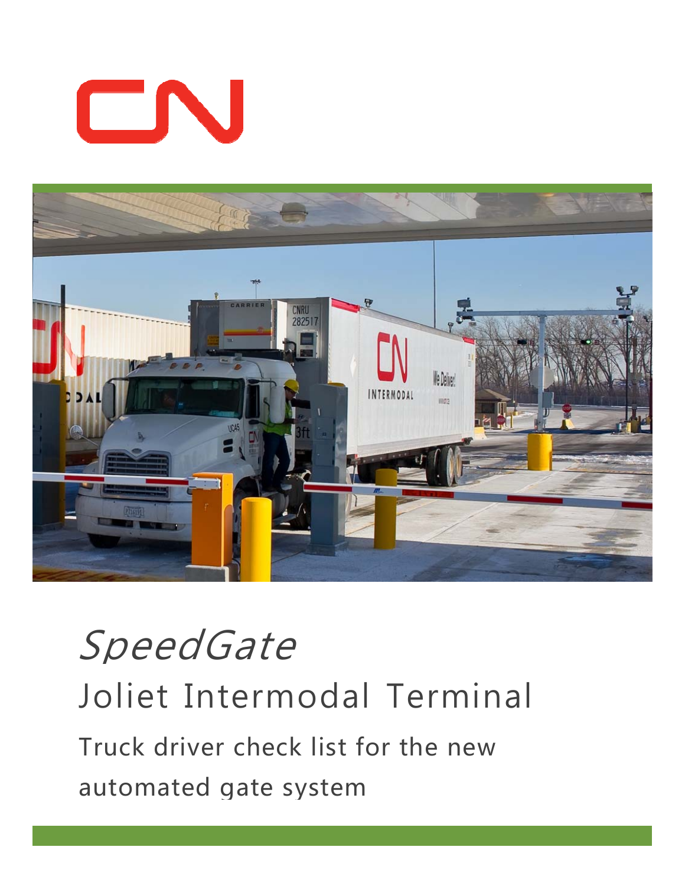# *SpeedGate*

## Joliet Intermodal Terminal

### Truck driver check list for the new automated gate system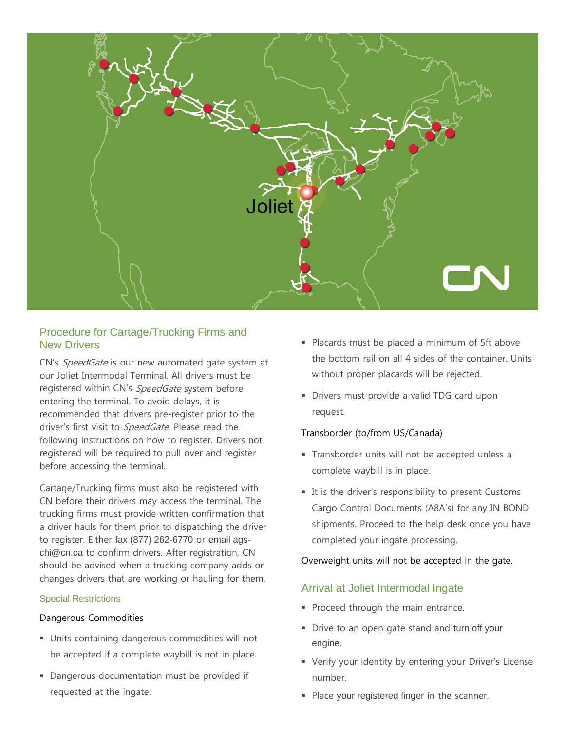## Procedure for Cartage/Trucking Firms and New Drivers

CN's *SpeedGate* is our new automated gate system at our Joliet Intermodal Terminal. All drivers must be registered within CN's *SpeedGate* system before entering the terminal. To avoid delays, it is recommended that drivers pre-register prior to the driver's first visit to *SpeedGate*. Please read the following instructions on how to register. Drivers not registered will be required to pull over and register before accessing the terminal.

Cartage/Trucking firms must also be registered with CN before their drivers may access the terminal. The trucking firms must provide written confirmation that a driver hauls for them prior to dispatching the driver to register. Either fax (877) 262-6770 or email ags-chi@cn.ca to confirm drivers. After registration, CN should be advised when a trucking company adds or changes drivers that are working or hauling for them.

### Special Restrictions

Dangerous Commodities

- Units containing dangerous commodities will not be accepted if a complete waybill is not in place.
- Dangerous documentation must be provided if requested at the ingate.
- Placards must be placed a minimum of 5ft above the bottom rail on all 4 sides of the container. Units without proper placards will be rejected.
- Drivers must provide a valid TDG card upon request.

Transborder (to/from US/Canada)

- Transborder units will not be accepted unless a complete waybill is in place.
- It is the driver's responsibility to present Customs Cargo Control Documents (A8A's) for any IN BOND shipments. Proceed to the help desk once you have completed your ingate processing.

Overweight units will not be accepted in the gate.

## Arrival at Joliet Intermodal Ingate

- Proceed through the main entrance.
- Drive to an open gate stand and turn off your engine.
- Verify your identity by entering your Driver's License number.
- Place your registered finger in the scanner.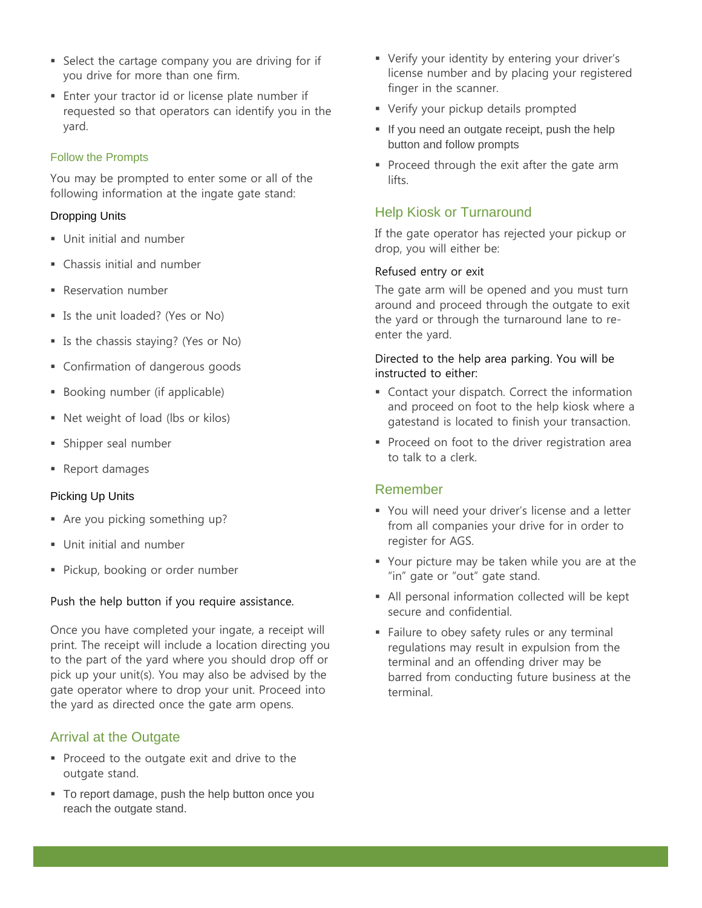- Select the cartage company you are driving for if you drive for more than one firm.
- Enter your tractor id or license plate number if requested so that operators can identify you in the yard.

### Follow the Prompts

You may be prompted to enter some or all of the following information at the ingate gate stand:

#### Dropping Units

- Unit initial and number
- Chassis initial and number
- Reservation number
- Is the unit loaded? (Yes or No)
- Is the chassis staying? (Yes or No)
- Confirmation of dangerous goods
- Booking number (if applicable)
- Net weight of load (lbs or kilos)
- Shipper seal number
- Report damages

#### Picking Up Units

- Are you picking something up?
- Unit initial and number
- Pickup, booking or order number

Push the help button if you require assistance.

Once you have completed your ingate, a receipt will print. The receipt will include a location directing you to the part of the yard where you should drop off or pick up your unit(s). You may also be advised by the gate operator where to drop your unit. Proceed into the yard as directed once the gate arm opens.

## Arrival at the Outgate

- Proceed to the outgate exit and drive to the outgate stand.
- To report damage, push the help button once you reach the outgate stand.
- Verify your identity by entering your driver's license number and by placing your registered finger in the scanner.
- Verify your pickup details prompted
- If you need an outgate receipt, push the help button and follow prompts
- Proceed through the exit after the gate arm lifts.

## Help Kiosk or Turnaround

If the gate operator has rejected your pickup or drop, you will either be:

#### Refused entry or exit

The gate arm will be opened and you must turn around and proceed through the outgate to exit the yard or through the turnaround lane to re-enter the yard.

#### Directed to the help area parking. You will be instructed to either:

- Contact your dispatch. Correct the information and proceed on foot to the help kiosk where a gatestand is located to finish your transaction.
- Proceed on foot to the driver registration area to talk to a clerk.

## Remember

- You will need your driver's license and a letter from all companies your drive for in order to register for AGS.
- Your picture may be taken while you are at the "in" gate or "out" gate stand.
- All personal information collected will be kept secure and confidential.
- Failure to obey safety rules or any terminal regulations may result in expulsion from the terminal and an offending driver may be barred from conducting future business at the terminal.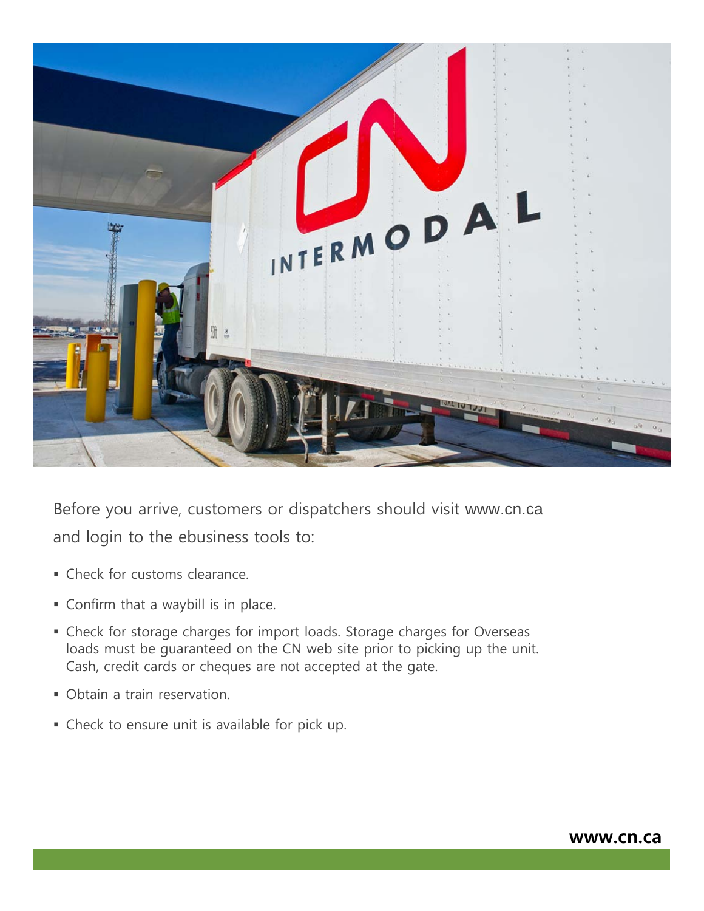Before you arrive, customers or dispatchers should visit www.cn.ca and login to the ebusiness tools to:

- Check for customs clearance.
- Confirm that a waybill is in place.
- Check for storage charges for import loads. Storage charges for Overseas loads must be guaranteed on the CN web site prior to picking up the unit. Cash, credit cards or cheques are not accepted at the gate.
- Obtain a train reservation.
- Check to ensure unit is available for pick up.

**www.cn.ca**